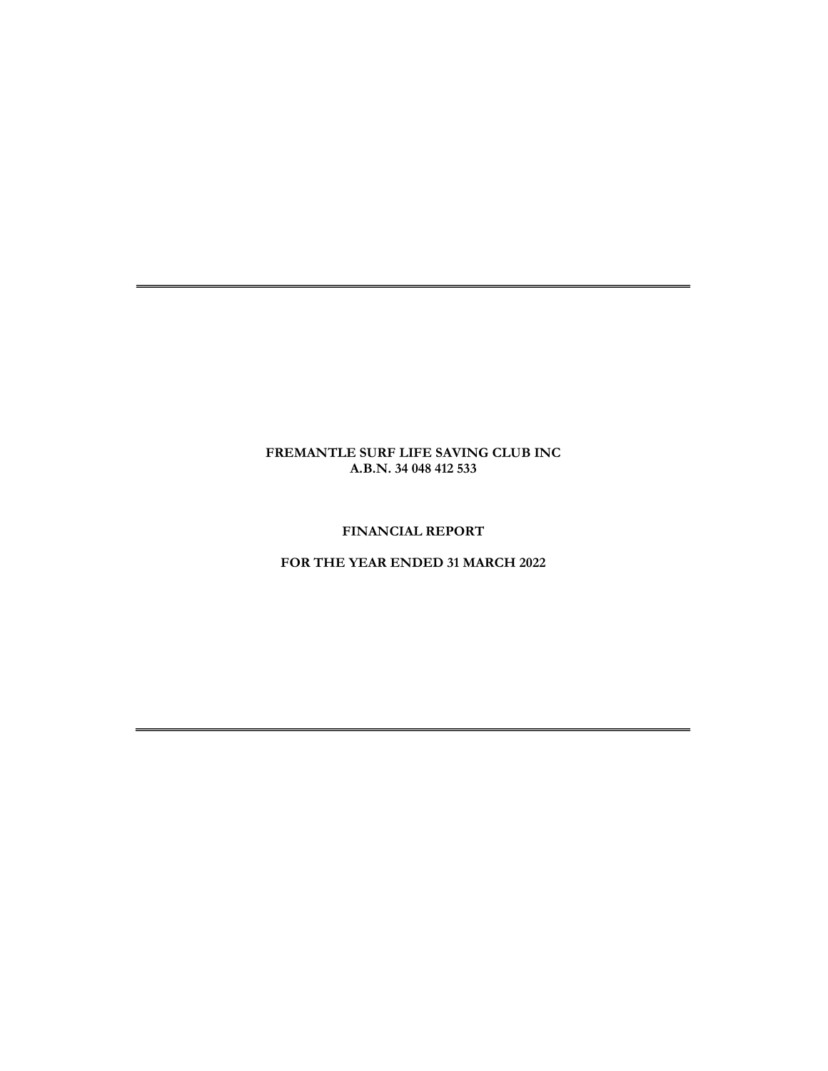**FREMANTLE SURF LIFE SAVING CLUB INC**
**A.B.N. 34 048 412 533**

# FINANCIAL REPORT

## FOR THE YEAR ENDED 31 MARCH 2022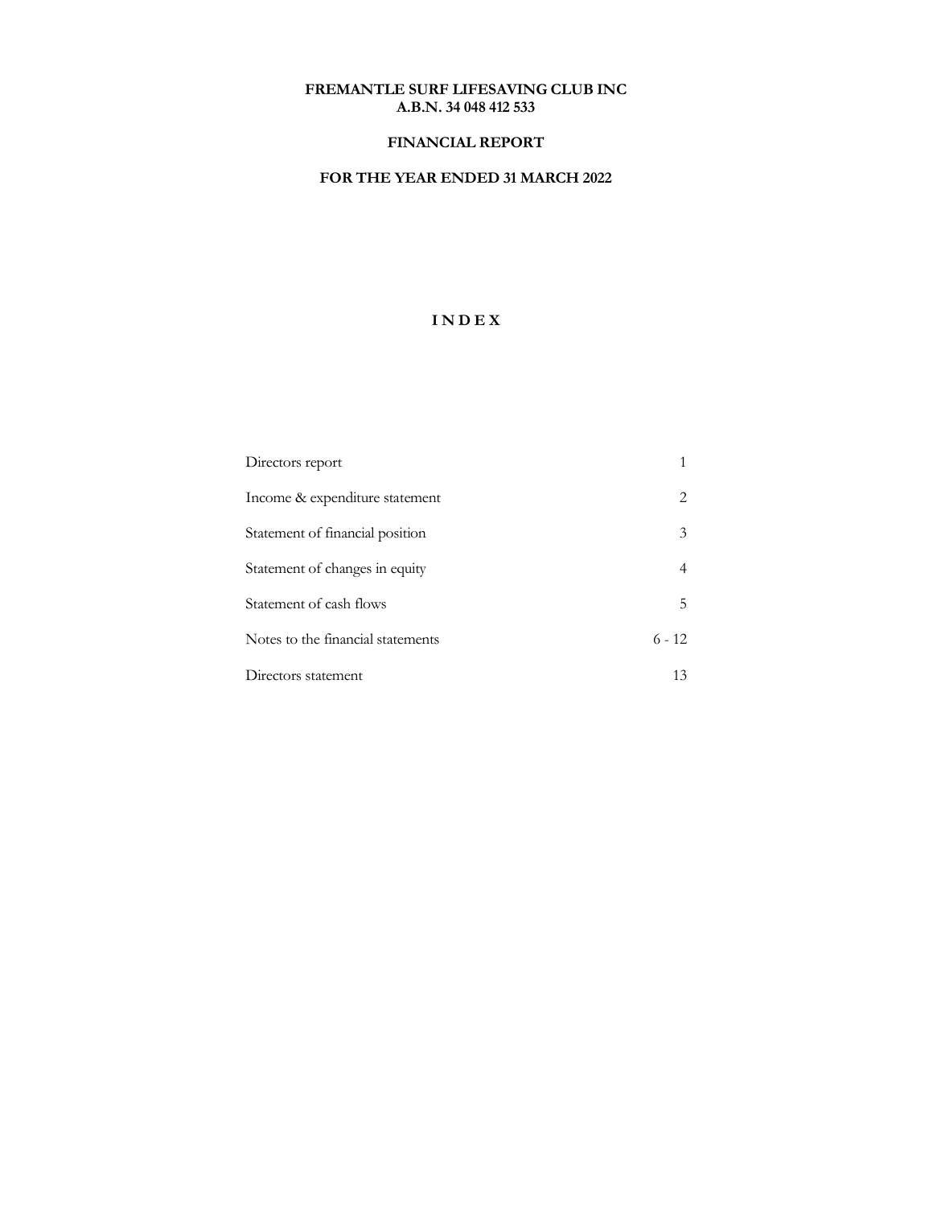**FREMANTLE SURF LIFESAVING CLUB INC**
**A.B.N. 34 048 412 533**

**FINANCIAL REPORT**

**FOR THE YEAR ENDED 31 MARCH 2022**

# I N D E X

| | |
|---|---|
| Directors report | 1 |
| Income & expenditure statement | 2 |
| Statement of financial position | 3 |
| Statement of changes in equity | 4 |
| Statement of cash flows | 5 |
| Notes to the financial statements | 6 - 12 |
| Directors statement | 13 |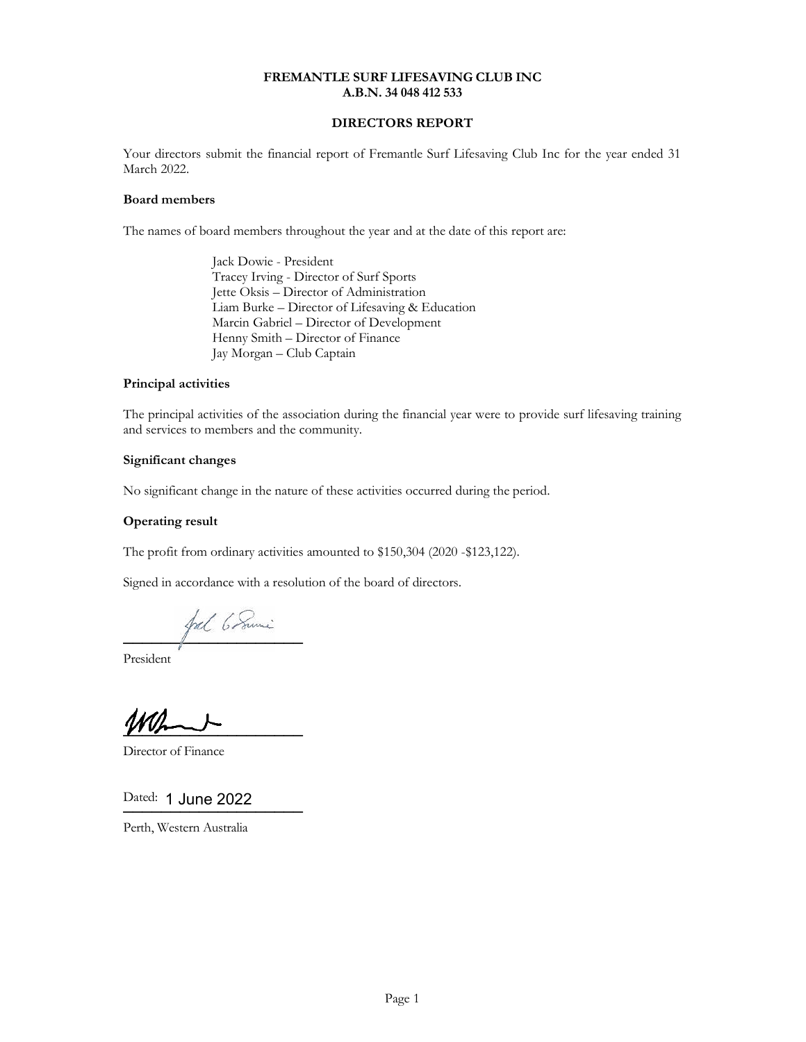**FREMANTLE SURF LIFESAVING CLUB INC**
**A.B.N. 34 048 412 533**

# DIRECTORS REPORT

Your directors submit the financial report of Fremantle Surf Lifesaving Club Inc for the year ended 31 March 2022.

## Board members

The names of board members throughout the year and at the date of this report are:

Jack Dowie - President
Tracey Irving - Director of Surf Sports
Jette Oksis – Director of Administration
Liam Burke – Director of Lifesaving & Education
Marcin Gabriel – Director of Development
Henny Smith – Director of Finance
Jay Morgan – Club Captain

## Principal activities

The principal activities of the association during the financial year were to provide surf lifesaving training and services to members and the community.

## Significant changes

No significant change in the nature of these activities occurred during the period.

## Operating result

The profit from ordinary activities amounted to $150,304 (2020 -$123,122).

Signed in accordance with a resolution of the board of directors.

President

Director of Finance

Dated: 1 June 2022

Perth, Western Australia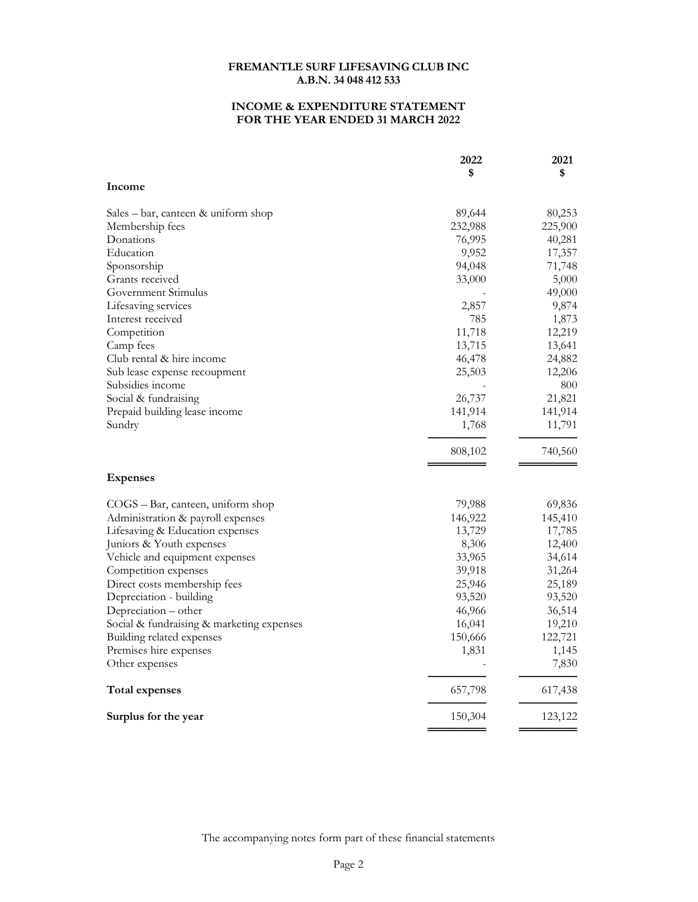**FREMANTLE SURF LIFESAVING CLUB INC**
**A.B.N. 34 048 412 533**

**INCOME & EXPENDITURE STATEMENT**
**FOR THE YEAR ENDED 31 MARCH 2022**

| | 2022 $ | 2021 $ |
|---|---|---|
| **Income** | | |
| Sales – bar, canteen & uniform shop | 89,644 | 80,253 |
| Membership fees | 232,988 | 225,900 |
| Donations | 76,995 | 40,281 |
| Education | 9,952 | 17,357 |
| Sponsorship | 94,048 | 71,748 |
| Grants received | 33,000 | 5,000 |
| Government Stimulus | - | 49,000 |
| Lifesaving services | 2,857 | 9,874 |
| Interest received | 785 | 1,873 |
| Competition | 11,718 | 12,219 |
| Camp fees | 13,715 | 13,641 |
| Club rental & hire income | 46,478 | 24,882 |
| Sub lease expense recoupment | 25,503 | 12,206 |
| Subsidies income | - | 800 |
| Social & fundraising | 26,737 | 21,821 |
| Prepaid building lease income | 141,914 | 141,914 |
| Sundry | 1,768 | 11,791 |
| | 808,102 | 740,560 |
| **Expenses** | | |
| COGS – Bar, canteen, uniform shop | 79,988 | 69,836 |
| Administration & payroll expenses | 146,922 | 145,410 |
| Lifesaving & Education expenses | 13,729 | 17,785 |
| Juniors & Youth expenses | 8,306 | 12,400 |
| Vehicle and equipment expenses | 33,965 | 34,614 |
| Competition expenses | 39,918 | 31,264 |
| Direct costs membership fees | 25,946 | 25,189 |
| Depreciation - building | 93,520 | 93,520 |
| Depreciation – other | 46,966 | 36,514 |
| Social & fundraising & marketing expenses | 16,041 | 19,210 |
| Building related expenses | 150,666 | 122,721 |
| Premises hire expenses | 1,831 | 1,145 |
| Other expenses | - | 7,830 |
| **Total expenses** | 657,798 | 617,438 |
| **Surplus for the year** | 150,304 | 123,122 |

The accompanying notes form part of these financial statements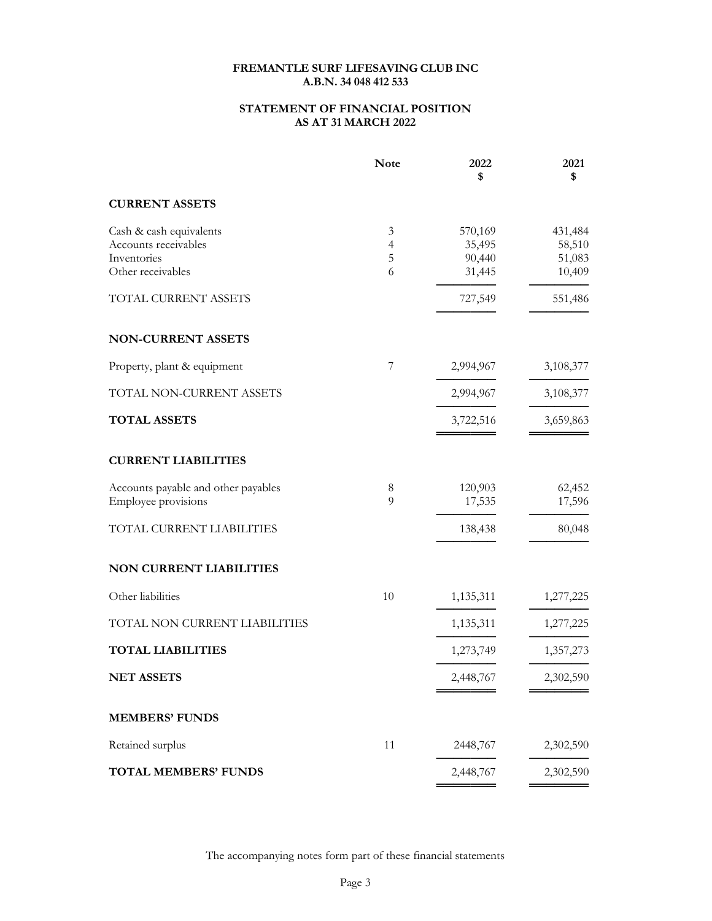**FREMANTLE SURF LIFESAVING CLUB INC**
**A.B.N. 34 048 412 533**

**STATEMENT OF FINANCIAL POSITION**
**AS AT 31 MARCH 2022**

| | Note | 2022 $ | 2021 $ |
|---|---|---|---|
| **CURRENT ASSETS** | | | |
| Cash & cash equivalents | 3 | 570,169 | 431,484 |
| Accounts receivables | 4 | 35,495 | 58,510 |
| Inventories | 5 | 90,440 | 51,083 |
| Other receivables | 6 | 31,445 | 10,409 |
| TOTAL CURRENT ASSETS | | 727,549 | 551,486 |
| **NON-CURRENT ASSETS** | | | |
| Property, plant & equipment | 7 | 2,994,967 | 3,108,377 |
| TOTAL NON-CURRENT ASSETS | | 2,994,967 | 3,108,377 |
| **TOTAL ASSETS** | | 3,722,516 | 3,659,863 |
| **CURRENT LIABILITIES** | | | |
| Accounts payable and other payables | 8 | 120,903 | 62,452 |
| Employee provisions | 9 | 17,535 | 17,596 |
| TOTAL CURRENT LIABILITIES | | 138,438 | 80,048 |
| **NON CURRENT LIABILITIES** | | | |
| Other liabilities | 10 | 1,135,311 | 1,277,225 |
| TOTAL NON CURRENT LIABILITIES | | 1,135,311 | 1,277,225 |
| **TOTAL LIABILITIES** | | 1,273,749 | 1,357,273 |
| **NET ASSETS** | | 2,448,767 | 2,302,590 |
| **MEMBERS' FUNDS** | | | |
| Retained surplus | 11 | 2448,767 | 2,302,590 |
| **TOTAL MEMBERS' FUNDS** | | 2,448,767 | 2,302,590 |

The accompanying notes form part of these financial statements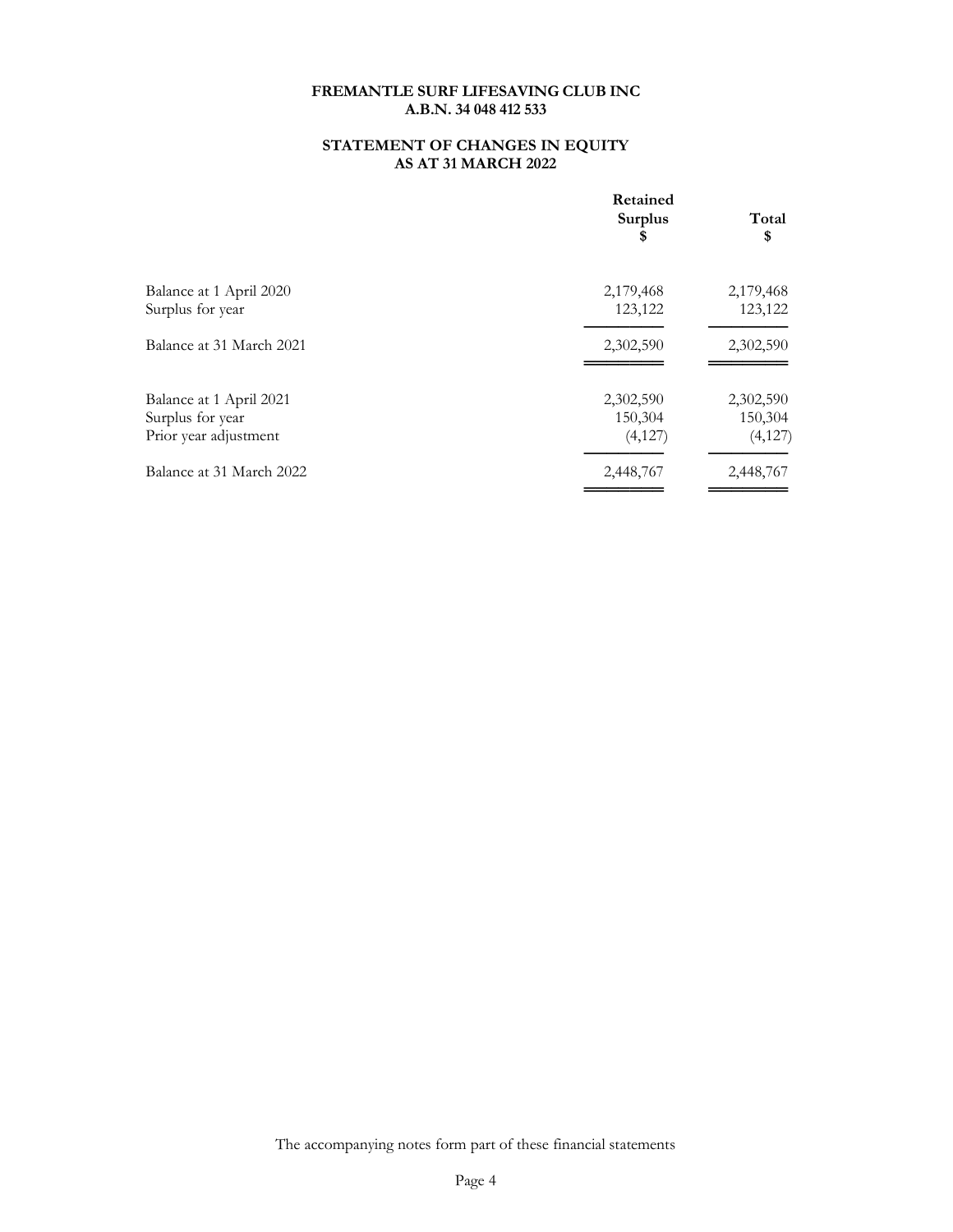**FREMANTLE SURF LIFESAVING CLUB INC**
**A.B.N. 34 048 412 533**

## STATEMENT OF CHANGES IN EQUITY
## AS AT 31 MARCH 2022

| | Retained Surplus $ | Total $ |
|---|---|---|
| Balance at 1 April 2020 | 2,179,468 | 2,179,468 |
| Surplus for year | 123,122 | 123,122 |
| Balance at 31 March 2021 | 2,302,590 | 2,302,590 |
| | | |
| Balance at 1 April 2021 | 2,302,590 | 2,302,590 |
| Surplus for year | 150,304 | 150,304 |
| Prior year adjustment | (4,127) | (4,127) |
| Balance at 31 March 2022 | 2,448,767 | 2,448,767 |

The accompanying notes form part of these financial statements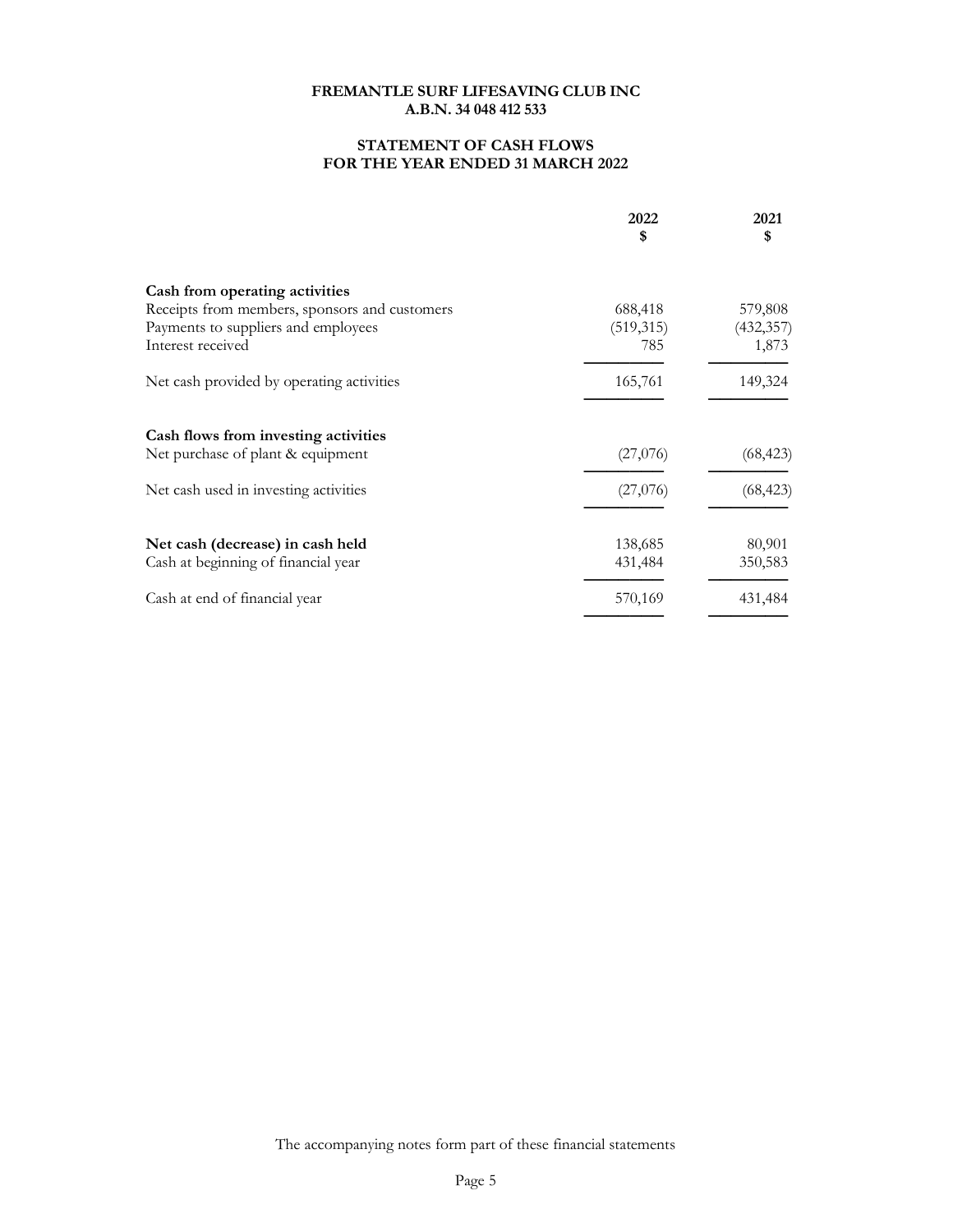**FREMANTLE SURF LIFESAVING CLUB INC**
**A.B.N. 34 048 412 533**

**STATEMENT OF CASH FLOWS**
**FOR THE YEAR ENDED 31 MARCH 2022**

| | 2022 $ | 2021 $ |
|---|---|---|
| **Cash from operating activities** | | |
| Receipts from members, sponsors and customers | 688,418 | 579,808 |
| Payments to suppliers and employees | (519,315) | (432,357) |
| Interest received | 785 | 1,873 |
| Net cash provided by operating activities | 165,761 | 149,324 |
| **Cash flows from investing activities** | | |
| Net purchase of plant & equipment | (27,076) | (68,423) |
| Net cash used in investing activities | (27,076) | (68,423) |
| **Net cash (decrease) in cash held** | 138,685 | 80,901 |
| Cash at beginning of financial year | 431,484 | 350,583 |
| Cash at end of financial year | 570,169 | 431,484 |

The accompanying notes form part of these financial statements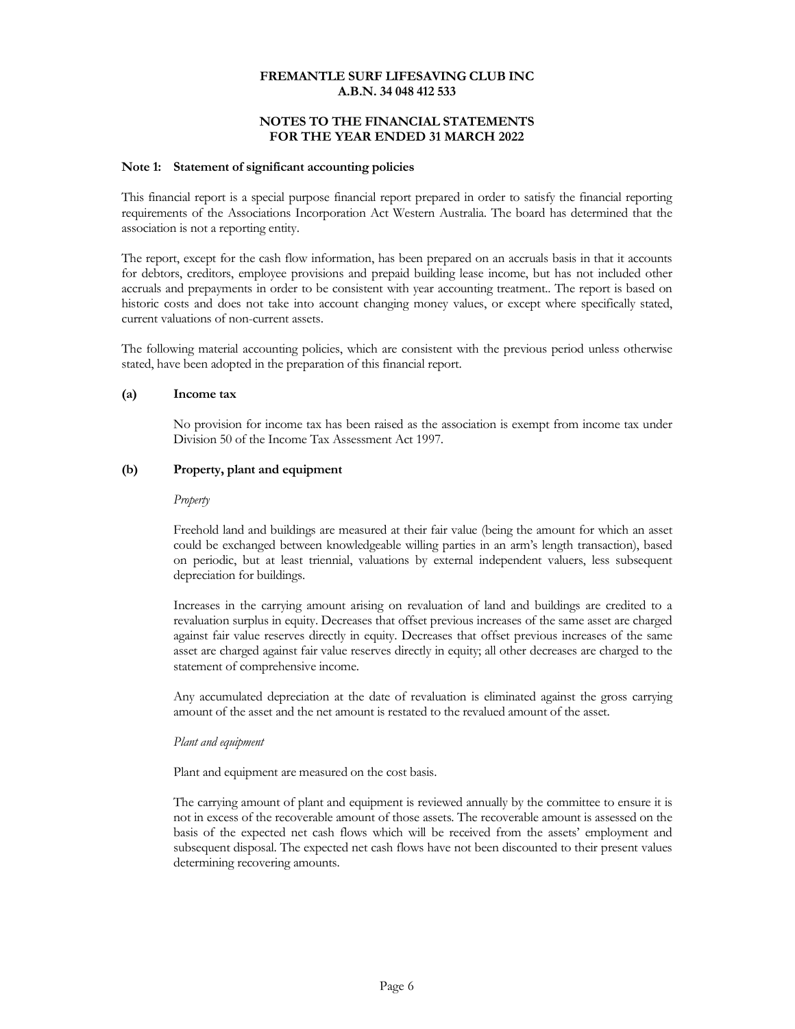# FREMANTLE SURF LIFESAVING CLUB INC
## A.B.N. 34 048 412 533

## NOTES TO THE FINANCIAL STATEMENTS
## FOR THE YEAR ENDED 31 MARCH 2022

### Note 1: Statement of significant accounting policies

This financial report is a special purpose financial report prepared in order to satisfy the financial reporting requirements of the Associations Incorporation Act Western Australia. The board has determined that the association is not a reporting entity.

The report, except for the cash flow information, has been prepared on an accruals basis in that it accounts for debtors, creditors, employee provisions and prepaid building lease income, but has not included other accruals and prepayments in order to be consistent with year accounting treatment.. The report is based on historic costs and does not take into account changing money values, or except where specifically stated, current valuations of non-current assets.

The following material accounting policies, which are consistent with the previous period unless otherwise stated, have been adopted in the preparation of this financial report.

**(a) Income tax**

No provision for income tax has been raised as the association is exempt from income tax under Division 50 of the Income Tax Assessment Act 1997.

**(b) Property, plant and equipment**

*Property*

Freehold land and buildings are measured at their fair value (being the amount for which an asset could be exchanged between knowledgeable willing parties in an arm's length transaction), based on periodic, but at least triennial, valuations by external independent valuers, less subsequent depreciation for buildings.

Increases in the carrying amount arising on revaluation of land and buildings are credited to a revaluation surplus in equity. Decreases that offset previous increases of the same asset are charged against fair value reserves directly in equity. Decreases that offset previous increases of the same asset are charged against fair value reserves directly in equity; all other decreases are charged to the statement of comprehensive income.

Any accumulated depreciation at the date of revaluation is eliminated against the gross carrying amount of the asset and the net amount is restated to the revalued amount of the asset.

*Plant and equipment*

Plant and equipment are measured on the cost basis.

The carrying amount of plant and equipment is reviewed annually by the committee to ensure it is not in excess of the recoverable amount of those assets. The recoverable amount is assessed on the basis of the expected net cash flows which will be received from the assets' employment and subsequent disposal. The expected net cash flows have not been discounted to their present values determining recovering amounts.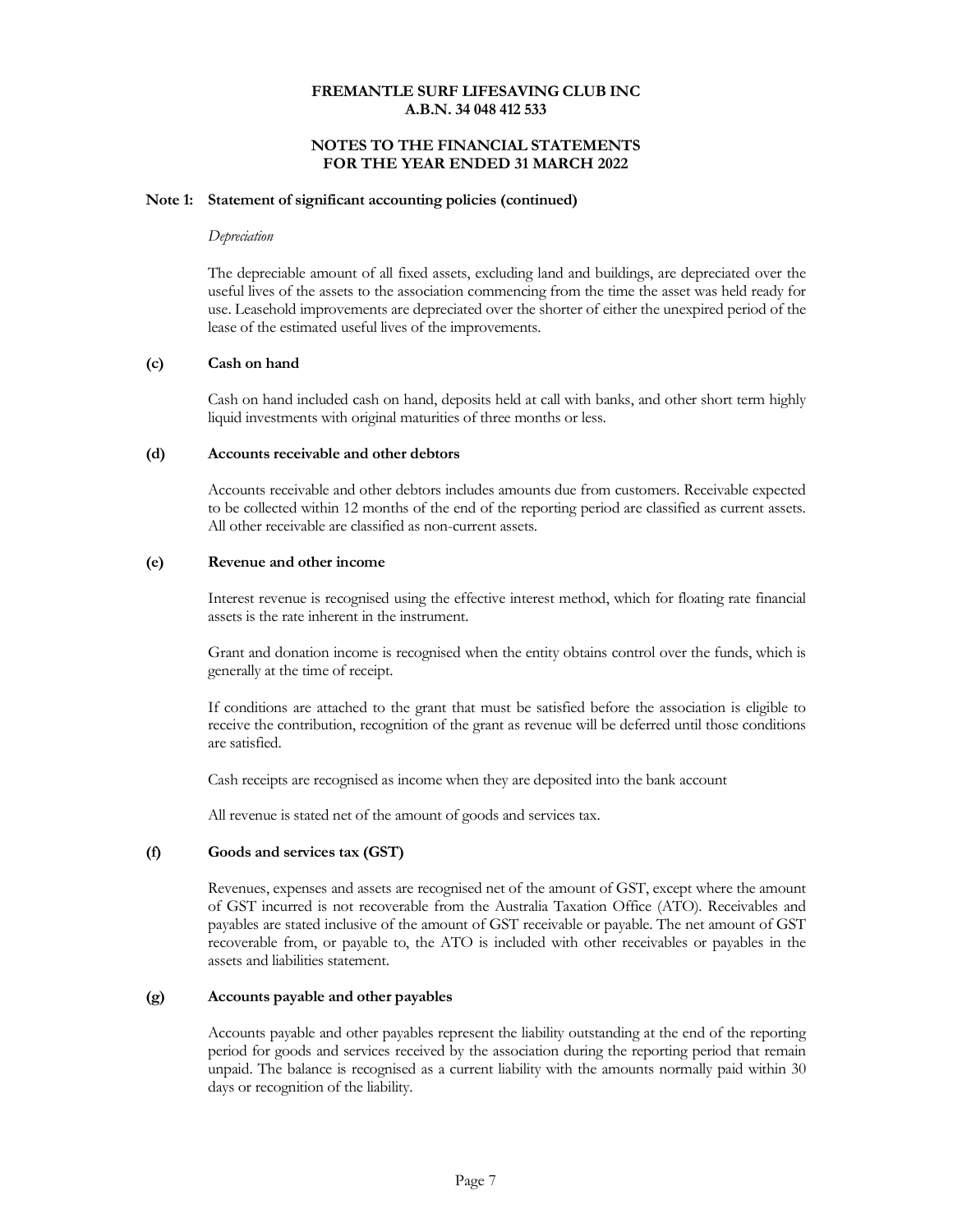# FREMANTLE SURF LIFESAVING CLUB INC
## A.B.N. 34 048 412 533

## NOTES TO THE FINANCIAL STATEMENTS
## FOR THE YEAR ENDED 31 MARCH 2022

### Note 1: Statement of significant accounting policies (continued)

*Depreciation*

The depreciable amount of all fixed assets, excluding land and buildings, are depreciated over the useful lives of the assets to the association commencing from the time the asset was held ready for use. Leasehold improvements are depreciated over the shorter of either the unexpired period of the lease of the estimated useful lives of the improvements.

### (c) Cash on hand

Cash on hand included cash on hand, deposits held at call with banks, and other short term highly liquid investments with original maturities of three months or less.

### (d) Accounts receivable and other debtors

Accounts receivable and other debtors includes amounts due from customers. Receivable expected to be collected within 12 months of the end of the reporting period are classified as current assets. All other receivable are classified as non-current assets.

### (e) Revenue and other income

Interest revenue is recognised using the effective interest method, which for floating rate financial assets is the rate inherent in the instrument.

Grant and donation income is recognised when the entity obtains control over the funds, which is generally at the time of receipt.

If conditions are attached to the grant that must be satisfied before the association is eligible to receive the contribution, recognition of the grant as revenue will be deferred until those conditions are satisfied.

Cash receipts are recognised as income when they are deposited into the bank account

All revenue is stated net of the amount of goods and services tax.

### (f) Goods and services tax (GST)

Revenues, expenses and assets are recognised net of the amount of GST, except where the amount of GST incurred is not recoverable from the Australia Taxation Office (ATO). Receivables and payables are stated inclusive of the amount of GST receivable or payable. The net amount of GST recoverable from, or payable to, the ATO is included with other receivables or payables in the assets and liabilities statement.

### (g) Accounts payable and other payables

Accounts payable and other payables represent the liability outstanding at the end of the reporting period for goods and services received by the association during the reporting period that remain unpaid. The balance is recognised as a current liability with the amounts normally paid within 30 days or recognition of the liability.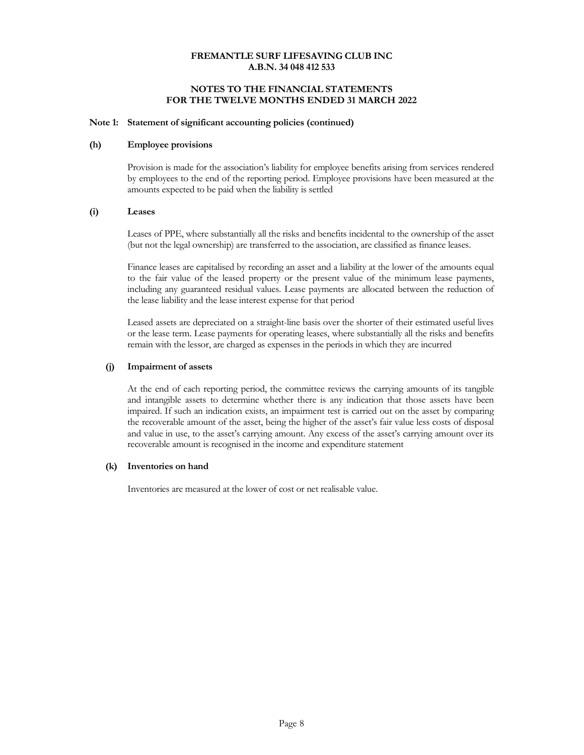**FREMANTLE SURF LIFESAVING CLUB INC**
**A.B.N. 34 048 412 533**

**NOTES TO THE FINANCIAL STATEMENTS**
**FOR THE TWELVE MONTHS ENDED 31 MARCH 2022**

**Note 1: Statement of significant accounting policies (continued)**

**(h) Employee provisions**

Provision is made for the association's liability for employee benefits arising from services rendered by employees to the end of the reporting period. Employee provisions have been measured at the amounts expected to be paid when the liability is settled

**(i) Leases**

Leases of PPE, where substantially all the risks and benefits incidental to the ownership of the asset (but not the legal ownership) are transferred to the association, are classified as finance leases.

Finance leases are capitalised by recording an asset and a liability at the lower of the amounts equal to the fair value of the leased property or the present value of the minimum lease payments, including any guaranteed residual values. Lease payments are allocated between the reduction of the lease liability and the lease interest expense for that period

Leased assets are depreciated on a straight-line basis over the shorter of their estimated useful lives or the lease term. Lease payments for operating leases, where substantially all the risks and benefits remain with the lessor, are charged as expenses in the periods in which they are incurred

**(j) Impairment of assets**

At the end of each reporting period, the committee reviews the carrying amounts of its tangible and intangible assets to determine whether there is any indication that those assets have been impaired. If such an indication exists, an impairment test is carried out on the asset by comparing the recoverable amount of the asset, being the higher of the asset's fair value less costs of disposal and value in use, to the asset's carrying amount. Any excess of the asset's carrying amount over its recoverable amount is recognised in the income and expenditure statement

**(k) Inventories on hand**

Inventories are measured at the lower of cost or net realisable value.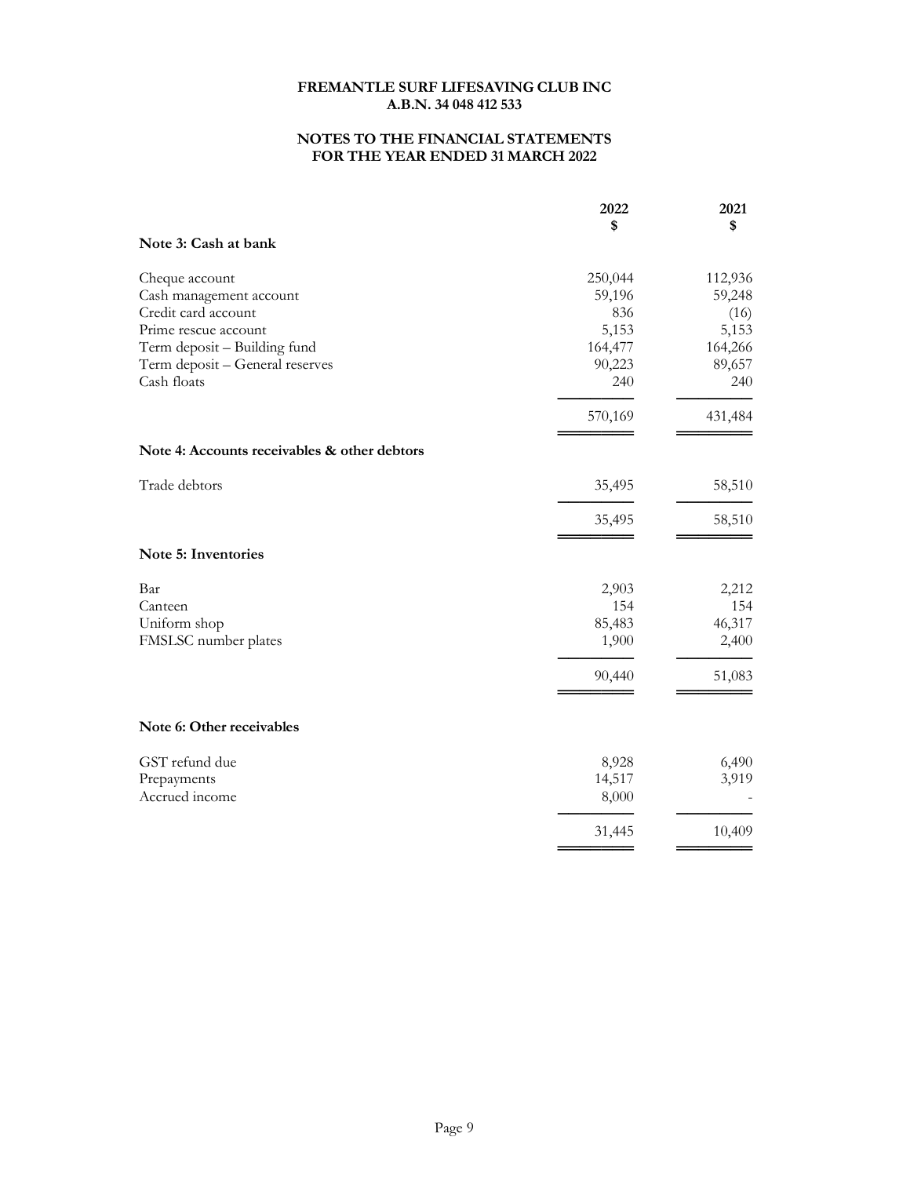**FREMANTLE SURF LIFESAVING CLUB INC**
**A.B.N. 34 048 412 533**

**NOTES TO THE FINANCIAL STATEMENTS**
**FOR THE YEAR ENDED 31 MARCH 2022**

| | 2022 $ | 2021 $ |
|---|---|---|
| **Note 3: Cash at bank** | | |
| Cheque account | 250,044 | 112,936 |
| Cash management account | 59,196 | 59,248 |
| Credit card account | 836 | (16) |
| Prime rescue account | 5,153 | 5,153 |
| Term deposit – Building fund | 164,477 | 164,266 |
| Term deposit – General reserves | 90,223 | 89,657 |
| Cash floats | 240 | 240 |
| | 570,169 | 431,484 |
| **Note 4: Accounts receivables & other debtors** | | |
| Trade debtors | 35,495 | 58,510 |
| | 35,495 | 58,510 |
| **Note 5: Inventories** | | |
| Bar | 2,903 | 2,212 |
| Canteen | 154 | 154 |
| Uniform shop | 85,483 | 46,317 |
| FMSLSC number plates | 1,900 | 2,400 |
| | 90,440 | 51,083 |
| **Note 6: Other receivables** | | |
| GST refund due | 8,928 | 6,490 |
| Prepayments | 14,517 | 3,919 |
| Accrued income | 8,000 | - |
| | 31,445 | 10,409 |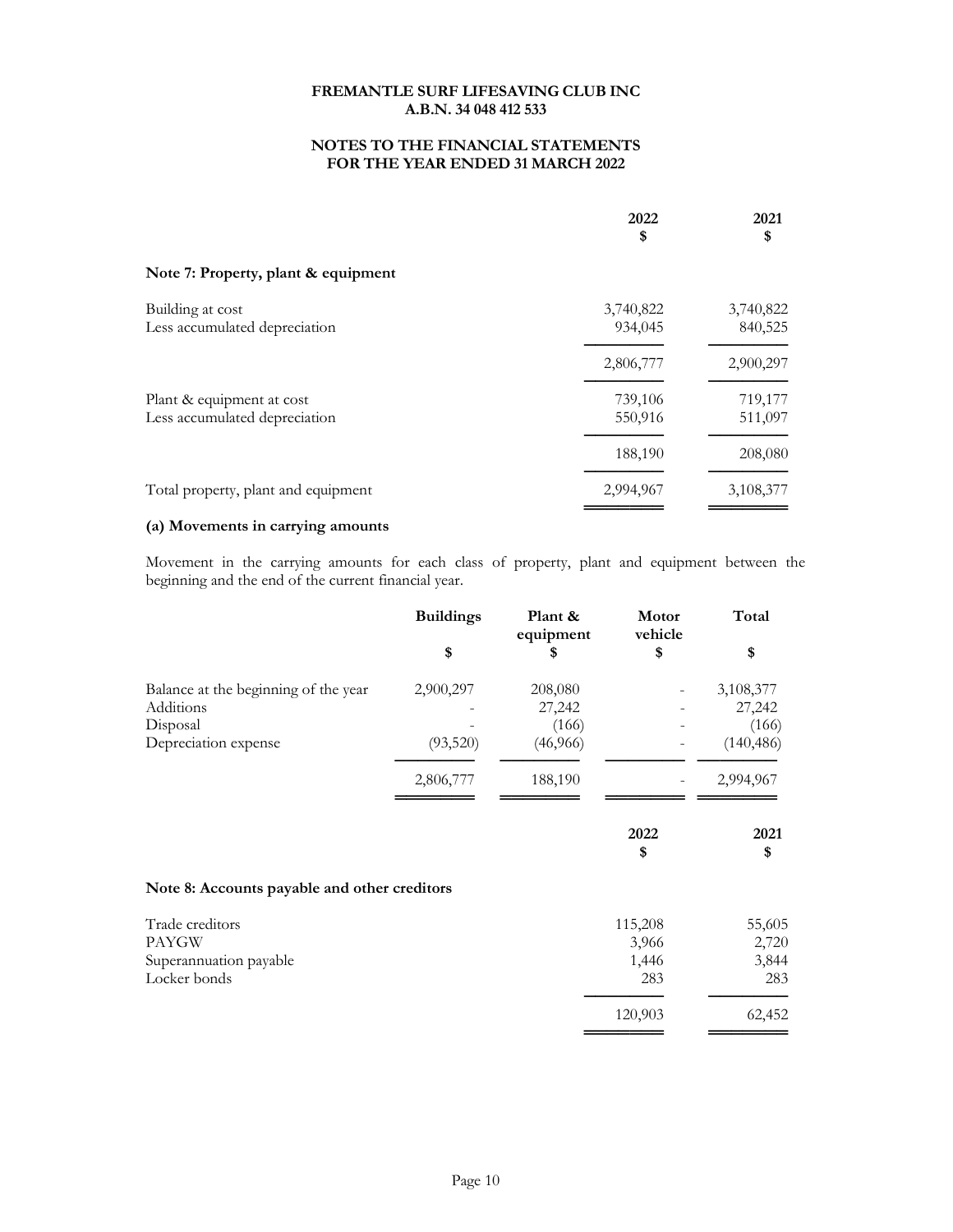**FREMANTLE SURF LIFESAVING CLUB INC**
**A.B.N. 34 048 412 533**

**NOTES TO THE FINANCIAL STATEMENTS**
**FOR THE YEAR ENDED 31 MARCH 2022**

| | 2022<br>$ | 2021<br>$ |
|---|---|---|
| **Note 7: Property, plant & equipment** | | |
| Building at cost | 3,740,822 | 3,740,822 |
| Less accumulated depreciation | 934,045 | 840,525 |
| | 2,806,777 | 2,900,297 |
| Plant & equipment at cost | 739,106 | 719,177 |
| Less accumulated depreciation | 550,916 | 511,097 |
| | 188,190 | 208,080 |
| Total property, plant and equipment | 2,994,967 | 3,108,377 |

### (a) Movements in carrying amounts

Movement in the carrying amounts for each class of property, plant and equipment between the beginning and the end of the current financial year.

| | Buildings<br>$ | Plant & equipment<br>$ | Motor vehicle<br>$ | Total<br>$ |
|---|---|---|---|---|
| Balance at the beginning of the year | 2,900,297 | 208,080 | - | 3,108,377 |
| Additions | - | 27,242 | - | 27,242 |
| Disposal | - | (166) | - | (166) |
| Depreciation expense | (93,520) | (46,966) | - | (140,486) |
| | 2,806,777 | 188,190 | - | 2,994,967 |

| | 2022<br>$ | 2021<br>$ |
|---|---|---|
| **Note 8: Accounts payable and other creditors** | | |
| Trade creditors | 115,208 | 55,605 |
| PAYGW | 3,966 | 2,720 |
| Superannuation payable | 1,446 | 3,844 |
| Locker bonds | 283 | 283 |
| | 120,903 | 62,452 |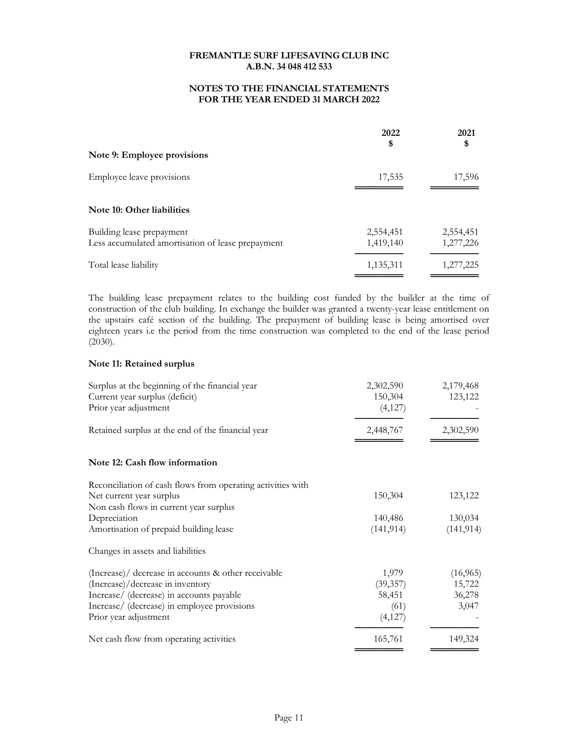**FREMANTLE SURF LIFESAVING CLUB INC**
**A.B.N. 34 048 412 533**

**NOTES TO THE FINANCIAL STATEMENTS**
**FOR THE YEAR ENDED 31 MARCH 2022**

| | 2022 $ | 2021 $ |
|---|---|---|
| **Note 9: Employee provisions** | | |
| Employee leave provisions | 17,535 | 17,596 |

**Note 10: Other liabilities**

| | 2022 $ | 2021 $ |
|---|---|---|
| Building lease prepayment | 2,554,451 | 2,554,451 |
| Less accumulated amortisation of lease prepayment | 1,419,140 | 1,277,226 |
| Total lease liability | 1,135,311 | 1,277,225 |

The building lease prepayment relates to the building cost funded by the builder at the time of construction of the club building. In exchange the builder was granted a twenty-year lease entitlement on the upstairs café section of the building. The prepayment of building lease is being amortised over eighteen years i.e the period from the time construction was completed to the end of the lease period (2030).

**Note 11: Retained surplus**

| | 2022 $ | 2021 $ |
|---|---|---|
| Surplus at the beginning of the financial year | 2,302,590 | 2,179,468 |
| Current year surplus (deficit) | 150,304 | 123,122 |
| Prior year adjustment | (4,127) | - |
| Retained surplus at the end of the financial year | 2,448,767 | 2,302,590 |

**Note 12: Cash flow information**

| | 2022 $ | 2021 $ |
|---|---|---|
| Reconciliation of cash flows from operating activities with | | |
| Net current year surplus | 150,304 | 123,122 |
| Non cash flows in current year surplus | | |
| Depreciation | 140,486 | 130,034 |
| Amortisation of prepaid building lease | (141,914) | (141,914) |
| Changes in assets and liabilities | | |
| (Increase)/ decrease in accounts & other receivable | 1,979 | (16,965) |
| (Increase)/decrease in inventory | (39,357) | 15,722 |
| Increase/ (decrease) in accounts payable | 58,451 | 36,278 |
| Increase/ (decrease) in employee provisions | (61) | 3,047 |
| Prior year adjustment | (4,127) | - |
| Net cash flow from operating activities | 165,761 | 149,324 |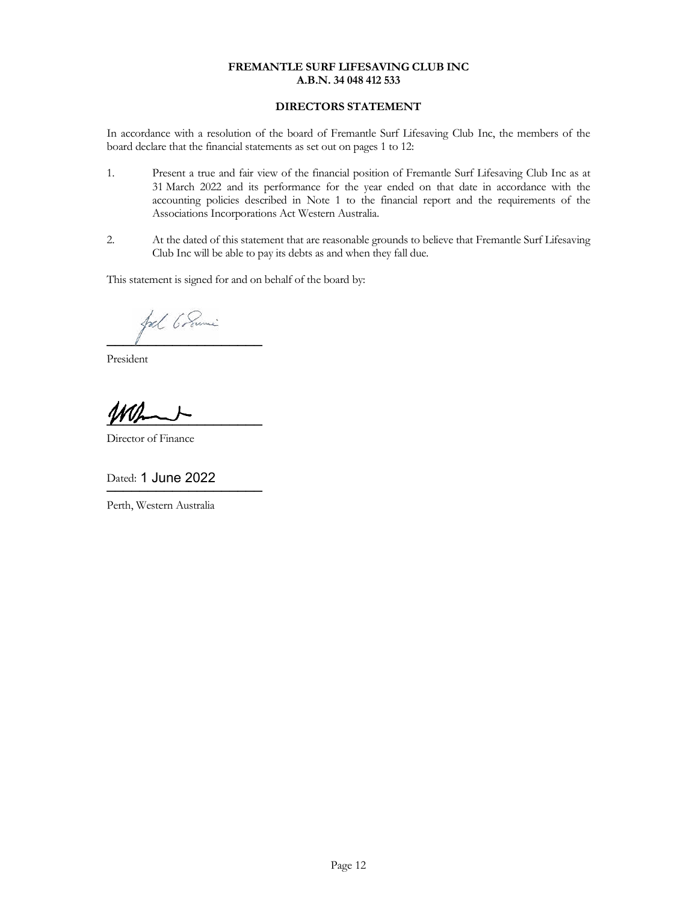**FREMANTLE SURF LIFESAVING CLUB INC**
**A.B.N. 34 048 412 533**

**DIRECTORS STATEMENT**

In accordance with a resolution of the board of Fremantle Surf Lifesaving Club Inc, the members of the board declare that the financial statements as set out on pages 1 to 12:

1. Present a true and fair view of the financial position of Fremantle Surf Lifesaving Club Inc as at 31 March 2022 and its performance for the year ended on that date in accordance with the accounting policies described in Note 1 to the financial report and the requirements of the Associations Incorporations Act Western Australia.

2. At the dated of this statement that are reasonable grounds to believe that Fremantle Surf Lifesaving Club Inc will be able to pay its debts as and when they fall due.

This statement is signed for and on behalf of the board by:

______________________

President

______________________

Director of Finance

Dated: 1 June 2022

Perth, Western Australia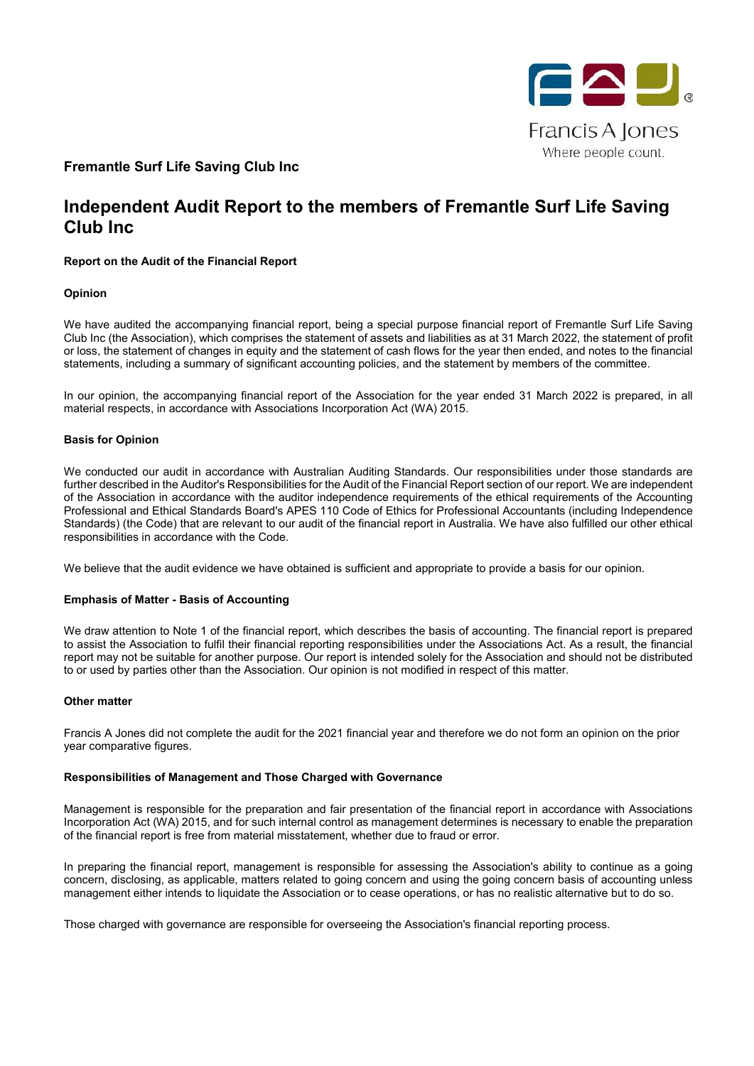**Fremantle Surf Life Saving Club Inc**

# Independent Audit Report to the members of Fremantle Surf Life Saving Club Inc

**Report on the Audit of the Financial Report**

**Opinion**

We have audited the accompanying financial report, being a special purpose financial report of Fremantle Surf Life Saving Club Inc (the Association), which comprises the statement of assets and liabilities as at 31 March 2022, the statement of profit or loss, the statement of changes in equity and the statement of cash flows for the year then ended, and notes to the financial statements, including a summary of significant accounting policies, and the statement by members of the committee.

In our opinion, the accompanying financial report of the Association for the year ended 31 March 2022 is prepared, in all material respects, in accordance with Associations Incorporation Act (WA) 2015.

**Basis for Opinion**

We conducted our audit in accordance with Australian Auditing Standards. Our responsibilities under those standards are further described in the Auditor's Responsibilities for the Audit of the Financial Report section of our report. We are independent of the Association in accordance with the auditor independence requirements of the ethical requirements of the Accounting Professional and Ethical Standards Board's APES 110 Code of Ethics for Professional Accountants (including Independence Standards) (the Code) that are relevant to our audit of the financial report in Australia. We have also fulfilled our other ethical responsibilities in accordance with the Code.

We believe that the audit evidence we have obtained is sufficient and appropriate to provide a basis for our opinion.

**Emphasis of Matter - Basis of Accounting**

We draw attention to Note 1 of the financial report, which describes the basis of accounting. The financial report is prepared to assist the Association to fulfil their financial reporting responsibilities under the Associations Act. As a result, the financial report may not be suitable for another purpose. Our report is intended solely for the Association and should not be distributed to or used by parties other than the Association. Our opinion is not modified in respect of this matter.

**Other matter**

Francis A Jones did not complete the audit for the 2021 financial year and therefore we do not form an opinion on the prior year comparative figures.

**Responsibilities of Management and Those Charged with Governance**

Management is responsible for the preparation and fair presentation of the financial report in accordance with Associations Incorporation Act (WA) 2015, and for such internal control as management determines is necessary to enable the preparation of the financial report is free from material misstatement, whether due to fraud or error.

In preparing the financial report, management is responsible for assessing the Association's ability to continue as a going concern, disclosing, as applicable, matters related to going concern and using the going concern basis of accounting unless management either intends to liquidate the Association or to cease operations, or has no realistic alternative but to do so.

Those charged with governance are responsible for overseeing the Association's financial reporting process.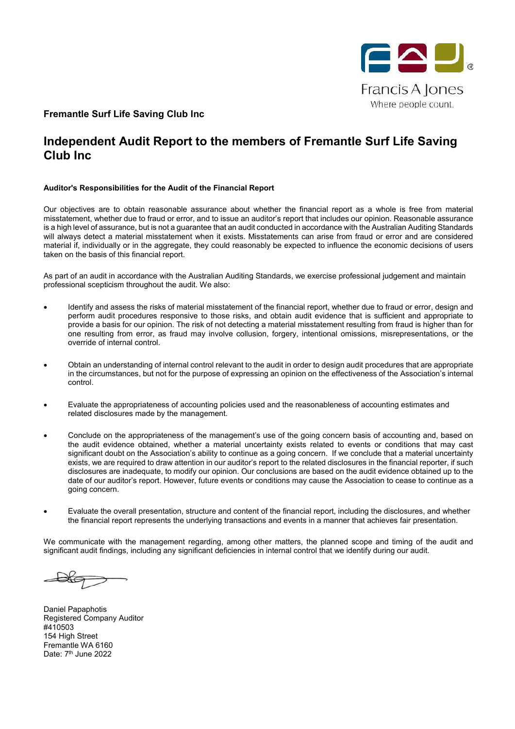Francis A Jones

Where people count.

**Fremantle Surf Life Saving Club Inc**

# Independent Audit Report to the members of Fremantle Surf Life Saving Club Inc

**Auditor's Responsibilities for the Audit of the Financial Report**

Our objectives are to obtain reasonable assurance about whether the financial report as a whole is free from material misstatement, whether due to fraud or error, and to issue an auditor's report that includes our opinion. Reasonable assurance is a high level of assurance, but is not a guarantee that an audit conducted in accordance with the Australian Auditing Standards will always detect a material misstatement when it exists. Misstatements can arise from fraud or error and are considered material if, individually or in the aggregate, they could reasonably be expected to influence the economic decisions of users taken on the basis of this financial report.

As part of an audit in accordance with the Australian Auditing Standards, we exercise professional judgement and maintain professional scepticism throughout the audit. We also:

- Identify and assess the risks of material misstatement of the financial report, whether due to fraud or error, design and perform audit procedures responsive to those risks, and obtain audit evidence that is sufficient and appropriate to provide a basis for our opinion. The risk of not detecting a material misstatement resulting from fraud is higher than for one resulting from error, as fraud may involve collusion, forgery, intentional omissions, misrepresentations, or the override of internal control.

- Obtain an understanding of internal control relevant to the audit in order to design audit procedures that are appropriate in the circumstances, but not for the purpose of expressing an opinion on the effectiveness of the Association's internal control.

- Evaluate the appropriateness of accounting policies used and the reasonableness of accounting estimates and related disclosures made by the management.

- Conclude on the appropriateness of the management's use of the going concern basis of accounting and, based on the audit evidence obtained, whether a material uncertainty exists related to events or conditions that may cast significant doubt on the Association's ability to continue as a going concern. If we conclude that a material uncertainty exists, we are required to draw attention in our auditor's report to the related disclosures in the financial reporter, if such disclosures are inadequate, to modify our opinion. Our conclusions are based on the audit evidence obtained up to the date of our auditor's report. However, future events or conditions may cause the Association to cease to continue as a going concern.

- Evaluate the overall presentation, structure and content of the financial report, including the disclosures, and whether the financial report represents the underlying transactions and events in a manner that achieves fair presentation.

We communicate with the management regarding, among other matters, the planned scope and timing of the audit and significant audit findings, including any significant deficiencies in internal control that we identify during our audit.

Daniel Papaphotis
Registered Company Auditor
#410503
154 High Street
Fremantle WA 6160
Date: 7th June 2022